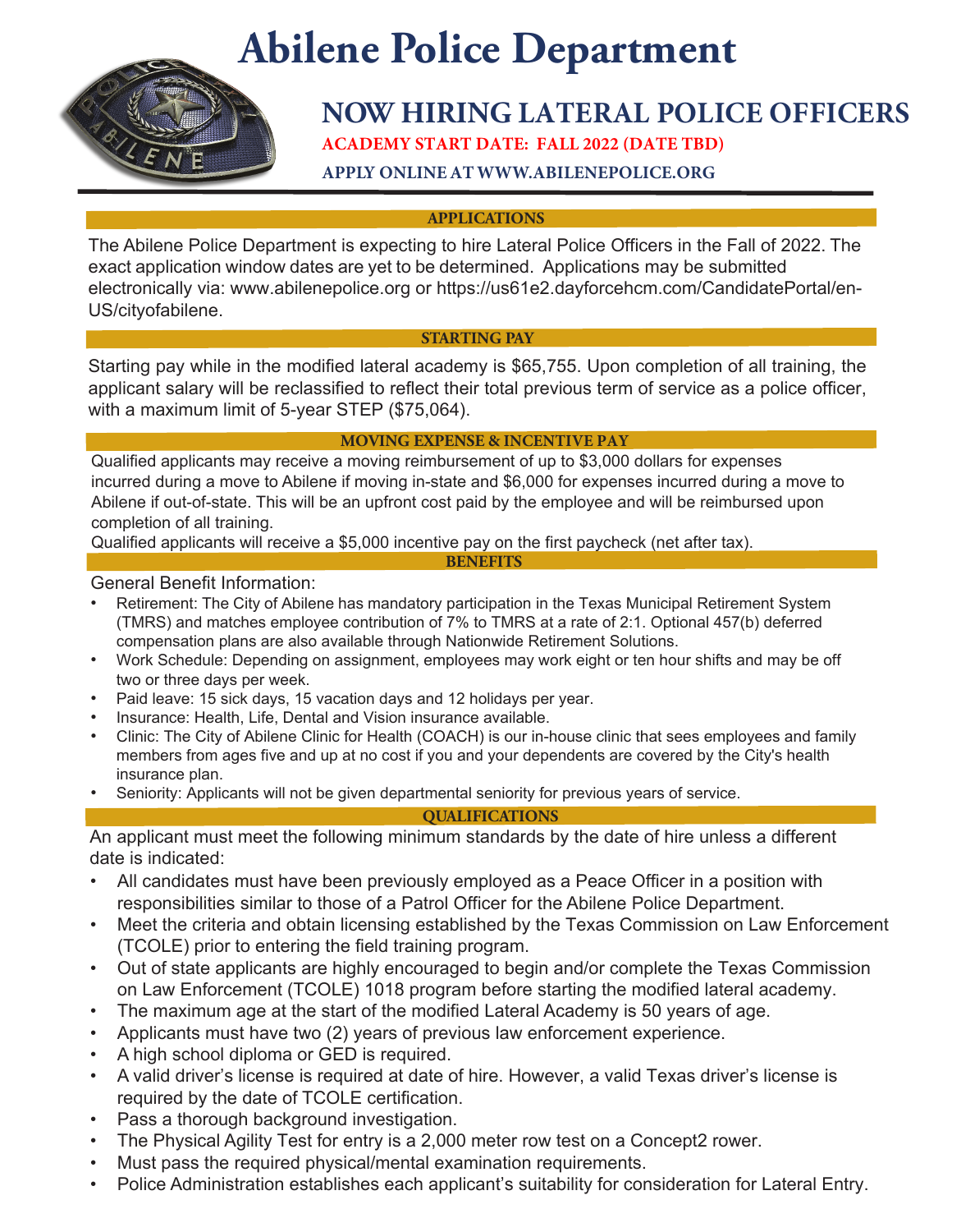# Abilene Police Department

## NOW HIRING LATERAL POLICE OFFICERS

**ACADEMY START DATE: FALL 2022 (DATE TBD)**

**APPLY ONLINE AT WWW.ABILENEPOLICE.ORG**

### APPLICATIONS

The Abilene Police Department is expecting to hire Lateral Police Officers in the Fall of 2022. The exact application window dates are yet to be determined. Applications may be submitted electronically via: www.abilenepolice.org or https://us61e2.dayforcehcm.com/CandidatePortal/en-US/cityofabilene.

### STARTING PAY

Starting pay while in the modified lateral academy is $65,755. Upon completion of all training, the applicant salary will be reclassified to reflect their total previous term of service as a police officer, with a maximum limit of 5-year STEP ($75,064).

### MOVING EXPENSE & INCENTIVE PAY

Qualified applicants may receive a moving reimbursement of up to $3,000 dollars for expenses incurred during a move to Abilene if moving in-state and $6,000 for expenses incurred during a move to Abilene if out-of-state. This will be an upfront cost paid by the employee and will be reimbursed upon completion of all training.

Qualified applicants will receive a $5,000 incentive pay on the first paycheck (net after tax).

### BENEFITS

General Benefit Information:

- Retirement: The City of Abilene has mandatory participation in the Texas Municipal Retirement System (TMRS) and matches employee contribution of 7% to TMRS at a rate of 2:1. Optional 457(b) deferred compensation plans are also available through Nationwide Retirement Solutions.
- Work Schedule: Depending on assignment, employees may work eight or ten hour shifts and may be off two or three days per week.
- Paid leave: 15 sick days, 15 vacation days and 12 holidays per year.
- Insurance: Health, Life, Dental and Vision insurance available.
- Clinic: The City of Abilene Clinic for Health (COACH) is our in-house clinic that sees employees and family members from ages five and up at no cost if you and your dependents are covered by the City's health insurance plan.
- Seniority: Applicants will not be given departmental seniority for previous years of service.

### QUALIFICATIONS

An applicant must meet the following minimum standards by the date of hire unless a different date is indicated:

- All candidates must have been previously employed as a Peace Officer in a position with responsibilities similar to those of a Patrol Officer for the Abilene Police Department.
- Meet the criteria and obtain licensing established by the Texas Commission on Law Enforcement (TCOLE) prior to entering the field training program.
- Out of state applicants are highly encouraged to begin and/or complete the Texas Commission on Law Enforcement (TCOLE) 1018 program before starting the modified lateral academy.
- The maximum age at the start of the modified Lateral Academy is 50 years of age.
- Applicants must have two (2) years of previous law enforcement experience.
- A high school diploma or GED is required.
- A valid driver's license is required at date of hire. However, a valid Texas driver's license is required by the date of TCOLE certification.
- Pass a thorough background investigation.
- The Physical Agility Test for entry is a 2,000 meter row test on a Concept2 rower.
- Must pass the required physical/mental examination requirements.
- Police Administration establishes each applicant's suitability for consideration for Lateral Entry.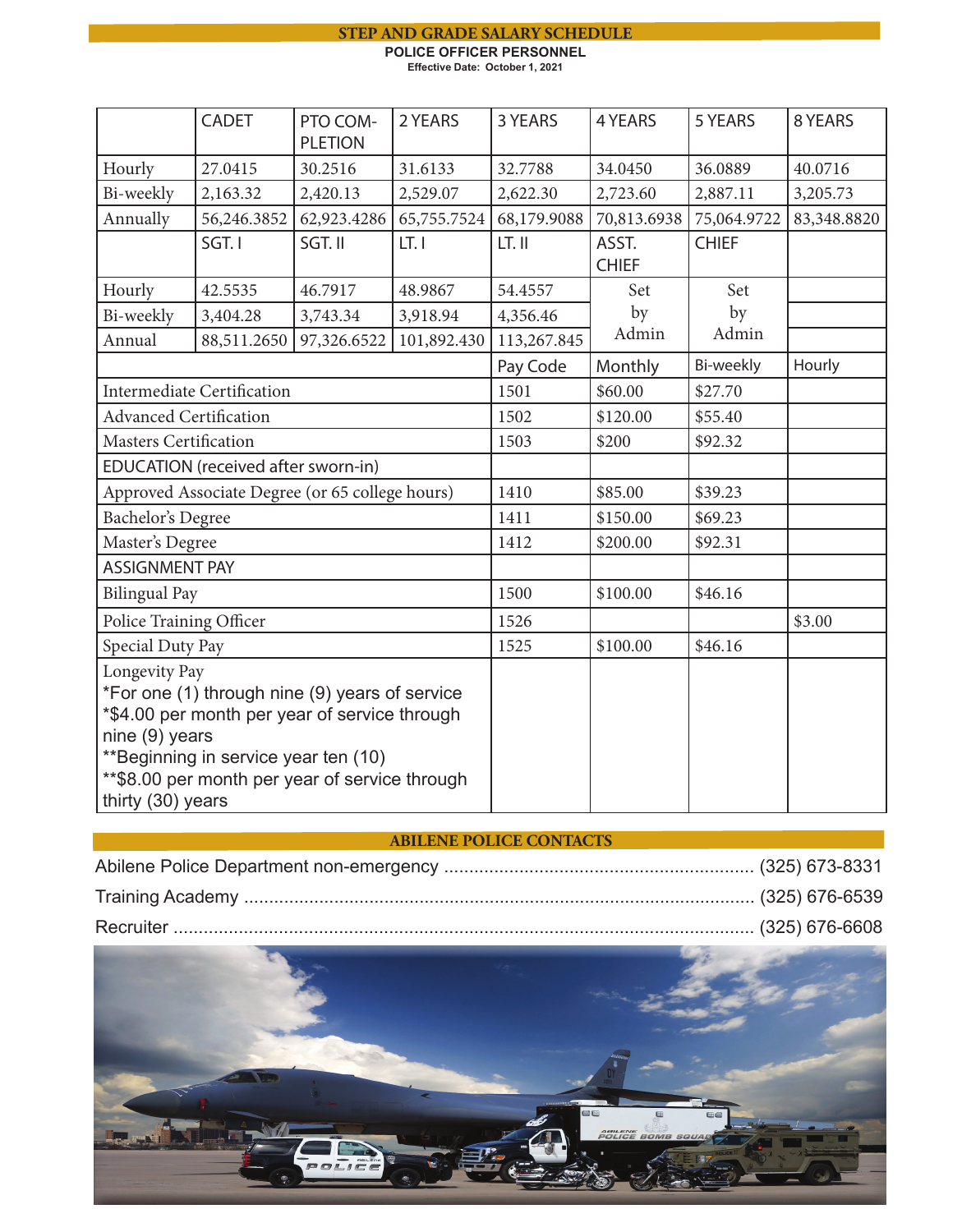## STEP AND GRADE SALARY SCHEDULE

**POLICE OFFICER PERSONNEL**

**Effective Date: October 1, 2021**

| | CADET | PTO COMPLETION | 2 YEARS | 3 YEARS | 4 YEARS | 5 YEARS | 8 YEARS |
|---|---|---|---|---|---|---|---|
| Hourly | 27.0415 | 30.2516 | 31.6133 | 32.7788 | 34.0450 | 36.0889 | 40.0716 |
| Bi-weekly | 2,163.32 | 2,420.13 | 2,529.07 | 2,622.30 | 2,723.60 | 2,887.11 | 3,205.73 |
| Annually | 56,246.3852 | 62,923.4286 | 65,755.7524 | 68,179.9088 | 70,813.6938 | 75,064.9722 | 83,348.8820 |
| | SGT. I | SGT. II | LT. I | LT. II | ASST. CHIEF | CHIEF | |
| Hourly | 42.5535 | 46.7917 | 48.9867 | 54.4557 | Set by Admin | Set by Admin | |
| Bi-weekly | 3,404.28 | 3,743.34 | 3,918.94 | 4,356.46 | | | |
| Annual | 88,511.2650 | 97,326.6522 | 101,892.430 | 113,267.845 | | | |
| | | | | Pay Code | Monthly | Bi-weekly | Hourly |
| Intermediate Certification | | | | 1501 | $60.00 | $27.70 | |
| Advanced Certification | | | | 1502 | $120.00 | $55.40 | |
| Masters Certification | | | | 1503 | $200 | $92.32 | |
| EDUCATION (received after sworn-in) | | | | | | | |
| Approved Associate Degree (or 65 college hours) | | | | 1410 | $85.00 | $39.23 | |
| Bachelor's Degree | | | | 1411 | $150.00 | $69.23 | |
| Master's Degree | | | | 1412 | $200.00 | $92.31 | |
| ASSIGNMENT PAY | | | | | | | |
| Bilingual Pay | | | | 1500 | $100.00 | $46.16 | |
| Police Training Officer | | | | 1526 | | | $3.00 |
| Special Duty Pay | | | | 1525 | $100.00 | $46.16 | |
| Longevity Pay<br>*For one (1) through nine (9) years of service<br>*$4.00 per month per year of service through nine (9) years<br>**Beginning in service year ten (10)<br>**$8.00 per month per year of service through thirty (30) years | | | | | | | |

## ABILENE POLICE CONTACTS

Abilene Police Department non-emergency ............ (325) 673-8331

Training Academy ............ (325) 676-6539

Recruiter ............ (325) 676-6608